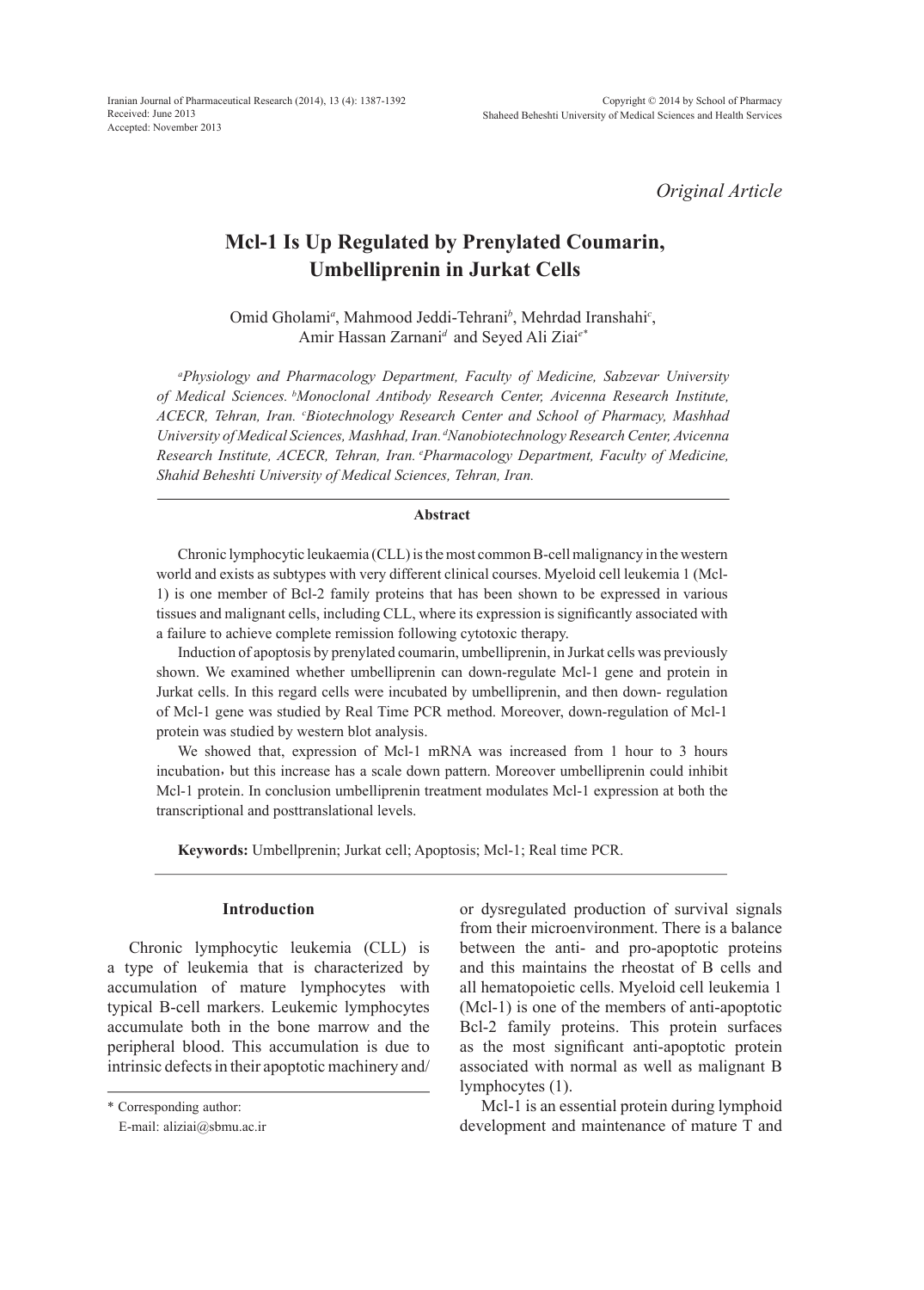*Original Article*

# Mcl-1 Is Up Regulated by Prenylated Coumarin, Umbelliprenin in Jurkat Cells

Omid Gholami[a], Mahmood Jeddi-Tehrani[b], Mehrdad Iranshahi[c], Amir Hassan Zarnani[d] and Seyed Ali Ziai[e*]

*[a]Physiology and Pharmacology Department, Faculty of Medicine, Sabzevar University of Medical Sciences. [b]Monoclonal Antibody Research Center, Avicenna Research Institute, ACECR, Tehran, Iran. [c]Biotechnology Research Center and School of Pharmacy, Mashhad University of Medical Sciences, Mashhad, Iran. [d]Nanobiotechnology Research Center, Avicenna Research Institute, ACECR, Tehran, Iran. [e]Pharmacology Department, Faculty of Medicine, Shahid Beheshti University of Medical Sciences, Tehran, Iran.*

## Abstract

Chronic lymphocytic leukaemia (CLL) is the most common B-cell malignancy in the western world and exists as subtypes with very different clinical courses. Myeloid cell leukemia 1 (Mcl-1) is one member of Bcl-2 family proteins that has been shown to be expressed in various tissues and malignant cells, including CLL, where its expression is significantly associated with a failure to achieve complete remission following cytotoxic therapy.

Induction of apoptosis by prenylated coumarin, umbelliprenin, in Jurkat cells was previously shown. We examined whether umbelliprenin can down-regulate Mcl-1 gene and protein in Jurkat cells. In this regard cells were incubated by umbelliprenin, and then down- regulation of Mcl-1 gene was studied by Real Time PCR method. Moreover, down-regulation of Mcl-1 protein was studied by western blot analysis.

We showed that, expression of Mcl-1 mRNA was increased from 1 hour to 3 hours incubation, but this increase has a scale down pattern. Moreover umbelliprenin could inhibit Mcl-1 protein. In conclusion umbelliprenin treatment modulates Mcl-1 expression at both the transcriptional and posttranslational levels.

**Keywords:** Umbellprenin; Jurkat cell; Apoptosis; Mcl-1; Real time PCR.

## Introduction

Chronic lymphocytic leukemia (CLL) is a type of leukemia that is characterized by accumulation of mature lymphocytes with typical B-cell markers. Leukemic lymphocytes accumulate both in the bone marrow and the peripheral blood. This accumulation is due to intrinsic defects in their apoptotic machinery and/or dysregulated production of survival signals from their microenvironment. There is a balance between the anti- and pro-apoptotic proteins and this maintains the rheostat of B cells and all hematopoietic cells. Myeloid cell leukemia 1 (Mcl-1) is one of the members of anti-apoptotic Bcl-2 family proteins. This protein surfaces as the most significant anti-apoptotic protein associated with normal as well as malignant B lymphocytes (1).

Mcl-1 is an essential protein during lymphoid development and maintenance of mature T and

\* Corresponding author:
E-mail: aliziai@sbmu.ac.ir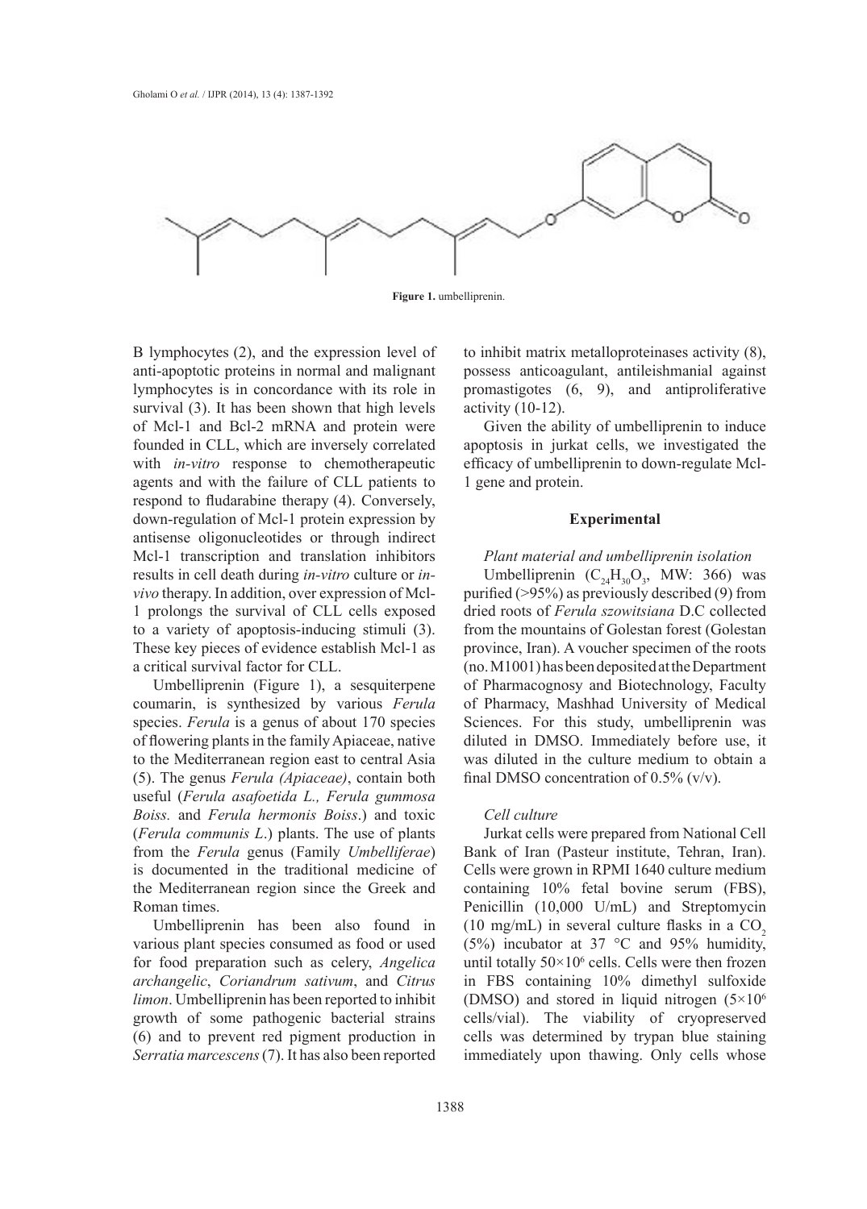**Figure 1.** umbelliprenin.

B lymphocytes (2), and the expression level of anti-apoptotic proteins in normal and malignant lymphocytes is in concordance with its role in survival (3). It has been shown that high levels of Mcl-1 and Bcl-2 mRNA and protein were founded in CLL, which are inversely correlated with *in-vitro* response to chemotherapeutic agents and with the failure of CLL patients to respond to fludarabine therapy (4). Conversely, down-regulation of Mcl-1 protein expression by antisense oligonucleotides or through indirect Mcl-1 transcription and translation inhibitors results in cell death during *in-vitro* culture or *in-vivo* therapy. In addition, over expression of Mcl-1 prolongs the survival of CLL cells exposed to a variety of apoptosis-inducing stimuli (3). These key pieces of evidence establish Mcl-1 as a critical survival factor for CLL.

Umbelliprenin (Figure 1), a sesquiterpene coumarin, is synthesized by various *Ferula* species. *Ferula* is a genus of about 170 species of flowering plants in the family Apiaceae, native to the Mediterranean region east to central Asia (5). The genus *Ferula (Apiaceae)*, contain both useful (*Ferula asafoetida L., Ferula gummosa Boiss.* and *Ferula hermonis Boiss*.) and toxic (*Ferula communis L*.) plants. The use of plants from the *Ferula* genus (Family *Umbelliferae*) is documented in the traditional medicine of the Mediterranean region since the Greek and Roman times.

Umbelliprenin has been also found in various plant species consumed as food or used for food preparation such as celery, *Angelica archangelic*, *Coriandrum sativum*, and *Citrus limon*. Umbelliprenin has been reported to inhibit growth of some pathogenic bacterial strains (6) and to prevent red pigment production in *Serratia marcescens* (7). It has also been reported to inhibit matrix metalloproteinases activity (8), possess anticoagulant, antileishmanial against promastigotes (6, 9), and antiproliferative activity (10-12).

Given the ability of umbelliprenin to induce apoptosis in jurkat cells, we investigated the efficacy of umbelliprenin to down-regulate Mcl-1 gene and protein.

## Experimental

### *Plant material and umbelliprenin isolation*

Umbelliprenin ($C_{24}H_{30}O_3$, MW: 366) was purified (>95%) as previously described (9) from dried roots of *Ferula szowitsiana* D.C collected from the mountains of Golestan forest (Golestan province, Iran). A voucher specimen of the roots (no. M1001) has been deposited at the Department of Pharmacognosy and Biotechnology, Faculty of Pharmacy, Mashhad University of Medical Sciences. For this study, umbelliprenin was diluted in DMSO. Immediately before use, it was diluted in the culture medium to obtain a final DMSO concentration of 0.5% (v/v).

### *Cell culture*

Jurkat cells were prepared from National Cell Bank of Iran (Pasteur institute, Tehran, Iran). Cells were grown in RPMI 1640 culture medium containing 10% fetal bovine serum (FBS), Penicillin (10,000 U/mL) and Streptomycin (10 mg/mL) in several culture flasks in a $CO_2$ (5%) incubator at 37 °C and 95% humidity, until totally $50 \times 10^6$ cells. Cells were then frozen in FBS containing 10% dimethyl sulfoxide (DMSO) and stored in liquid nitrogen ($5 \times 10^6$ cells/vial). The viability of cryopreserved cells was determined by trypan blue staining immediately upon thawing. Only cells whose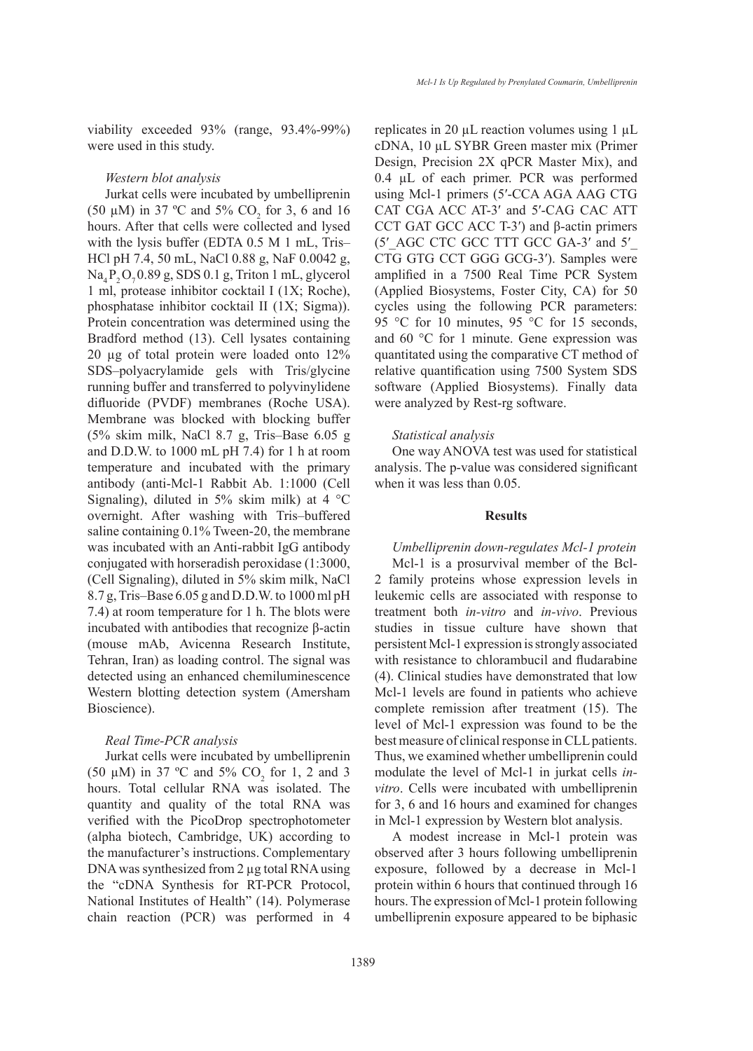viability exceeded 93% (range, 93.4%-99%) were used in this study.

*Western blot analysis*

Jurkat cells were incubated by umbelliprenin (50 µM) in 37 ºC and 5% $CO_2$ for 3, 6 and 16 hours. After that cells were collected and lysed with the lysis buffer (EDTA 0.5 M 1 mL, Tris–HCl pH 7.4, 50 mL, NaCl 0.88 g, NaF 0.0042 g, $Na_4P_2O_7$ 0.89 g, SDS 0.1 g, Triton 1 mL, glycerol 1 ml, protease inhibitor cocktail I (1X; Roche), phosphatase inhibitor cocktail II (1X; Sigma)). Protein concentration was determined using the Bradford method (13). Cell lysates containing 20 µg of total protein were loaded onto 12% SDS–polyacrylamide gels with Tris/glycine running buffer and transferred to polyvinylidene difluoride (PVDF) membranes (Roche USA). Membrane was blocked with blocking buffer (5% skim milk, NaCl 8.7 g, Tris–Base 6.05 g and D.D.W. to 1000 mL pH 7.4) for 1 h at room temperature and incubated with the primary antibody (anti-Mcl-1 Rabbit Ab. 1:1000 (Cell Signaling), diluted in 5% skim milk) at 4 °C overnight. After washing with Tris–buffered saline containing 0.1% Tween-20, the membrane was incubated with an Anti-rabbit IgG antibody conjugated with horseradish peroxidase (1:3000, (Cell Signaling), diluted in 5% skim milk, NaCl 8.7 g, Tris–Base 6.05 g and D.D.W. to 1000 ml pH 7.4) at room temperature for 1 h. The blots were incubated with antibodies that recognize β-actin (mouse mAb, Avicenna Research Institute, Tehran, Iran) as loading control. The signal was detected using an enhanced chemiluminescence Western blotting detection system (Amersham Bioscience).

*Real Time-PCR analysis*

Jurkat cells were incubated by umbelliprenin (50 µM) in 37 ºC and 5% $CO_2$ for 1, 2 and 3 hours. Total cellular RNA was isolated. The quantity and quality of the total RNA was verified with the PicoDrop spectrophotometer (alpha biotech, Cambridge, UK) according to the manufacturer's instructions. Complementary DNA was synthesized from 2 µg total RNA using the "cDNA Synthesis for RT-PCR Protocol, National Institutes of Health" (14). Polymerase chain reaction (PCR) was performed in 4 replicates in 20 µL reaction volumes using 1 µL cDNA, 10 µL SYBR Green master mix (Primer Design, Precision 2X qPCR Master Mix), and 0.4 µL of each primer. PCR was performed using Mcl-1 primers (5′-CCA AGA AAG CTG CAT CGA ACC AT-3′ and 5′-CAG CAC ATT CCT GAT GCC ACC T-3′) and β-actin primers (5′_AGC CTC GCC TTT GCC GA-3′ and 5′_ CTG GTG CCT GGG GCG-3′). Samples were amplified in a 7500 Real Time PCR System (Applied Biosystems, Foster City, CA) for 50 cycles using the following PCR parameters: 95 °C for 10 minutes, 95 °C for 15 seconds, and 60 °C for 1 minute. Gene expression was quantitated using the comparative CT method of relative quantification using 7500 System SDS software (Applied Biosystems). Finally data were analyzed by Rest-rg software.

*Statistical analysis*

One way ANOVA test was used for statistical analysis. The p-value was considered significant when it was less than 0.05.

## Results

*Umbelliprenin down-regulates Mcl-1 protein*

Mcl-1 is a prosurvival member of the Bcl-2 family proteins whose expression levels in leukemic cells are associated with response to treatment both *in-vitro* and *in-vivo*. Previous studies in tissue culture have shown that persistent Mcl-1 expression is strongly associated with resistance to chlorambucil and fludarabine (4). Clinical studies have demonstrated that low Mcl-1 levels are found in patients who achieve complete remission after treatment (15). The level of Mcl-1 expression was found to be the best measure of clinical response in CLL patients. Thus, we examined whether umbelliprenin could modulate the level of Mcl-1 in jurkat cells *in-vitro*. Cells were incubated with umbelliprenin for 3, 6 and 16 hours and examined for changes in Mcl-1 expression by Western blot analysis.

A modest increase in Mcl-1 protein was observed after 3 hours following umbelliprenin exposure, followed by a decrease in Mcl-1 protein within 6 hours that continued through 16 hours. The expression of Mcl-1 protein following umbelliprenin exposure appeared to be biphasic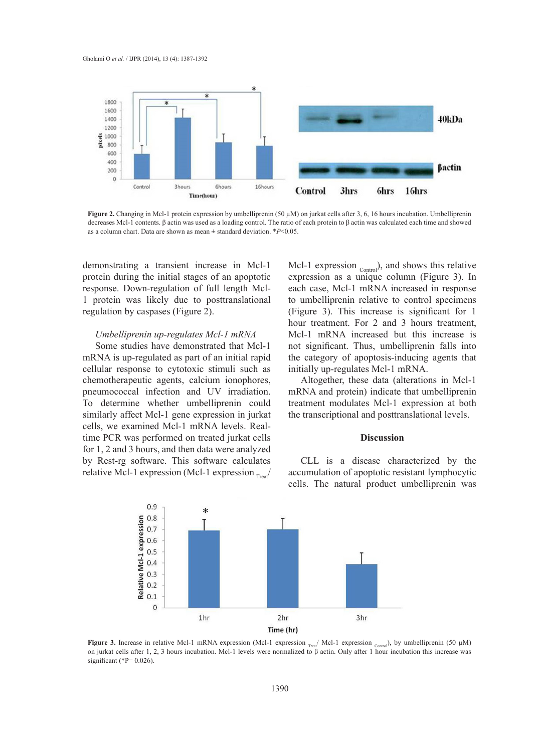**Figure 2.** Changing in Mcl-1 protein expression by umbelliprenin (50 µM) on jurkat cells after 3, 6, 16 hours incubation. Umbelliprenin decreases Mcl-1 contents. β actin was used as a loading control. The ratio of each protein to β actin was calculated each time and showed as a column chart. Data are shown as mean ± standard deviation. *$P<0.05$.

demonstrating a transient increase in Mcl-1 protein during the initial stages of an apoptotic response. Down-regulation of full length Mcl-1 protein was likely due to posttranslational regulation by caspases (Figure 2).

*Umbelliprenin up-regulates Mcl-1 mRNA*

Some studies have demonstrated that Mcl-1 mRNA is up-regulated as part of an initial rapid cellular response to cytotoxic stimuli such as chemotherapeutic agents, calcium ionophores, pneumococcal infection and UV irradiation. To determine whether umbelliprenin could similarly affect Mcl-1 gene expression in jurkat cells, we examined Mcl-1 mRNA levels. Real-time PCR was performed on treated jurkat cells for 1, 2 and 3 hours, and then data were analyzed by Rest-rg software. This software calculates relative Mcl-1 expression (Mcl-1 expression $_{Treat}$/ Mcl-1 expression $_{Control}$), and shows this relative expression as a unique column (Figure 3). In each case, Mcl-1 mRNA increased in response to umbelliprenin relative to control specimens (Figure 3). This increase is significant for 1 hour treatment. For 2 and 3 hours treatment, Mcl-1 mRNA increased but this increase is not significant. Thus, umbelliprenin falls into the category of apoptosis-inducing agents that initially up-regulates Mcl-1 mRNA.

Altogether, these data (alterations in Mcl-1 mRNA and protein) indicate that umbelliprenin treatment modulates Mcl-1 expression at both the transcriptional and posttranslational levels.

## Discussion

CLL is a disease characterized by the accumulation of apoptotic resistant lymphocytic cells. The natural product umbelliprenin was

**Figure 3.** Increase in relative Mcl-1 mRNA expression (Mcl-1 expression $_{Treat}$/ Mcl-1 expression $_{Control}$), by umbelliprenin (50 µM) on jurkat cells after 1, 2, 3 hours incubation. Mcl-1 levels were normalized to β actin. Only after 1 hour incubation this increase was significant (*P= 0.026).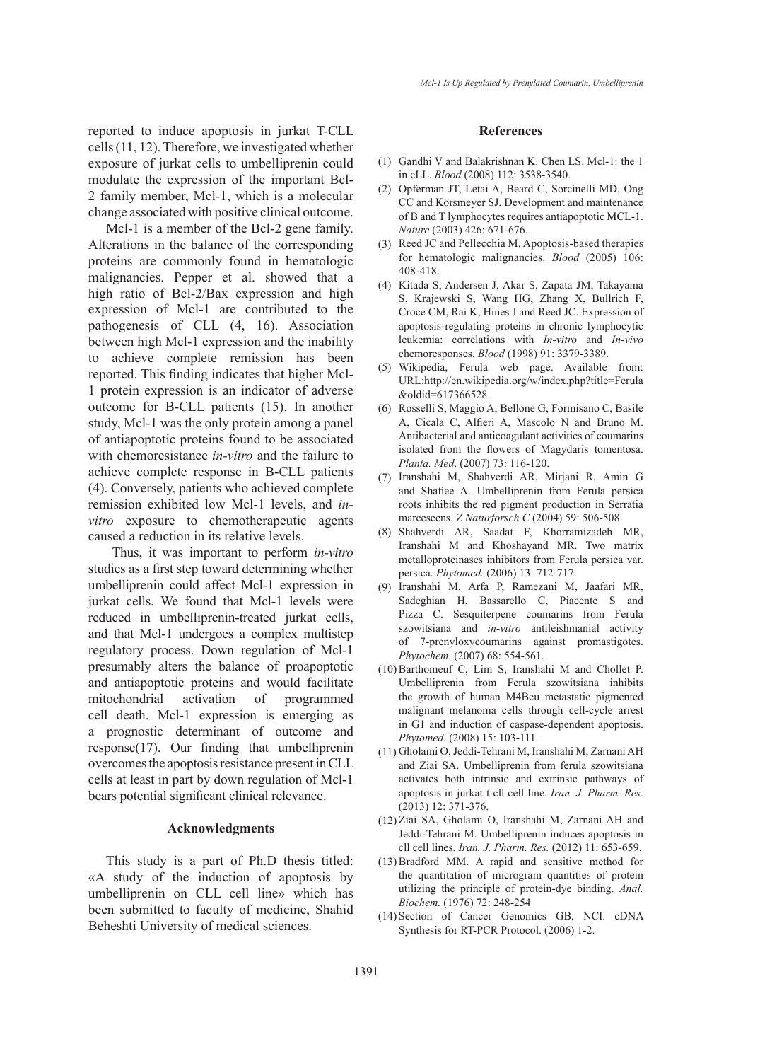reported to induce apoptosis in jurkat T-CLL cells (11, 12). Therefore, we investigated whether exposure of jurkat cells to umbelliprenin could modulate the expression of the important Bcl-2 family member, Mcl-1, which is a molecular change associated with positive clinical outcome.

Mcl-1 is a member of the Bcl-2 gene family. Alterations in the balance of the corresponding proteins are commonly found in hematologic malignancies. Pepper et al. showed that a high ratio of Bcl-2/Bax expression and high expression of Mcl-1 are contributed to the pathogenesis of CLL (4, 16). Association between high Mcl-1 expression and the inability to achieve complete remission has been reported. This finding indicates that higher Mcl-1 protein expression is an indicator of adverse outcome for B-CLL patients (15). In another study, Mcl-1 was the only protein among a panel of antiapoptotic proteins found to be associated with chemoresistance *in-vitro* and the failure to achieve complete response in B-CLL patients (4). Conversely, patients who achieved complete remission exhibited low Mcl-1 levels, and *in-vitro* exposure to chemotherapeutic agents caused a reduction in its relative levels.

Thus, it was important to perform *in-vitro* studies as a first step toward determining whether umbelliprenin could affect Mcl-1 expression in jurkat cells. We found that Mcl-1 levels were reduced in umbelliprenin-treated jurkat cells, and that Mcl-1 undergoes a complex multistep regulatory process. Down regulation of Mcl-1 presumably alters the balance of proapoptotic and antiapoptotic proteins and would facilitate mitochondrial activation of programmed cell death. Mcl-1 expression is emerging as a prognostic determinant of outcome and response(17). Our finding that umbelliprenin overcomes the apoptosis resistance present in CLL cells at least in part by down regulation of Mcl-1 bears potential significant clinical relevance.

## Acknowledgments

This study is a part of Ph.D thesis titled: «A study of the induction of apoptosis by umbelliprenin on CLL cell line» which has been submitted to faculty of medicine, Shahid Beheshti University of medical sciences.

## References

(1) Gandhi V and Balakrishnan K. Chen LS. Mcl-1: the 1 in cLL. *Blood* (2008) 112: 3538-3540.

(2) Opferman JT, Letai A, Beard C, Sorcinelli MD, Ong CC and Korsmeyer SJ. Development and maintenance of B and T lymphocytes requires antiapoptotic MCL-1. *Nature* (2003) 426: 671-676.

(3) Reed JC and Pellecchia M. Apoptosis-based therapies for hematologic malignancies. *Blood* (2005) 106: 408-418.

(4) Kitada S, Andersen J, Akar S, Zapata JM, Takayama S, Krajewski S, Wang HG, Zhang X, Bullrich F, Croce CM, Rai K, Hines J and Reed JC. Expression of apoptosis-regulating proteins in chronic lymphocytic leukemia: correlations with *In-vitro* and *In-vivo* chemoresponses. *Blood* (1998) 91: 3379-3389.

(5) Wikipedia, Ferula web page. Available from: URL:http://en.wikipedia.org/w/index.php?title=Ferula &oldid=617366528.

(6) Rosselli S, Maggio A, Bellone G, Formisano C, Basile A, Cicala C, Alfieri A, Mascolo N and Bruno M. Antibacterial and anticoagulant activities of coumarins isolated from the flowers of Magydaris tomentosa. *Planta. Med*. (2007) 73: 116-120.

(7) Iranshahi M, Shahverdi AR, Mirjani R, Amin G and Shafiee A. Umbelliprenin from Ferula persica roots inhibits the red pigment production in Serratia marcescens. *Z Naturforsch C* (2004) 59: 506-508.

(8) Shahverdi AR, Saadat F, Khorramizadeh MR, Iranshahi M and Khoshayand MR. Two matrix metalloproteinases inhibitors from Ferula persica var. persica. *Phytomed.* (2006) 13: 712-717.

(9) Iranshahi M, Arfa P, Ramezani M, Jaafari MR, Sadeghian H, Bassarello C, Piacente S and Pizza C. Sesquiterpene coumarins from Ferula szowitsiana and *in-vitro* antileishmanial activity of 7-prenyloxycoumarins against promastigotes. *Phytochem.* (2007) 68: 554-561.

(10) Barthomeuf C, Lim S, Iranshahi M and Chollet P. Umbelliprenin from Ferula szowitsiana inhibits the growth of human M4Beu metastatic pigmented malignant melanoma cells through cell-cycle arrest in G1 and induction of caspase-dependent apoptosis. *Phytomed.* (2008) 15: 103-111.

(11) Gholami O, Jeddi-Tehrani M, Iranshahi M, Zarnani AH and Ziai SA. Umbelliprenin from ferula szowitsiana activates both intrinsic and extrinsic pathways of apoptosis in jurkat t-cll cell line. *Iran. J. Pharm. Res*. (2013) 12: 371-376.

(12) Ziai SA, Gholami O, Iranshahi M, Zarnani AH and Jeddi-Tehrani M. Umbelliprenin induces apoptosis in cll cell lines. *Iran. J. Pharm. Res.* (2012) 11: 653-659.

(13) Bradford MM. A rapid and sensitive method for the quantitation of microgram quantities of protein utilizing the principle of protein-dye binding. *Anal. Biochem.* (1976) 72: 248-254

(14) Section of Cancer Genomics GB, NCI. cDNA Synthesis for RT-PCR Protocol. (2006) 1-2.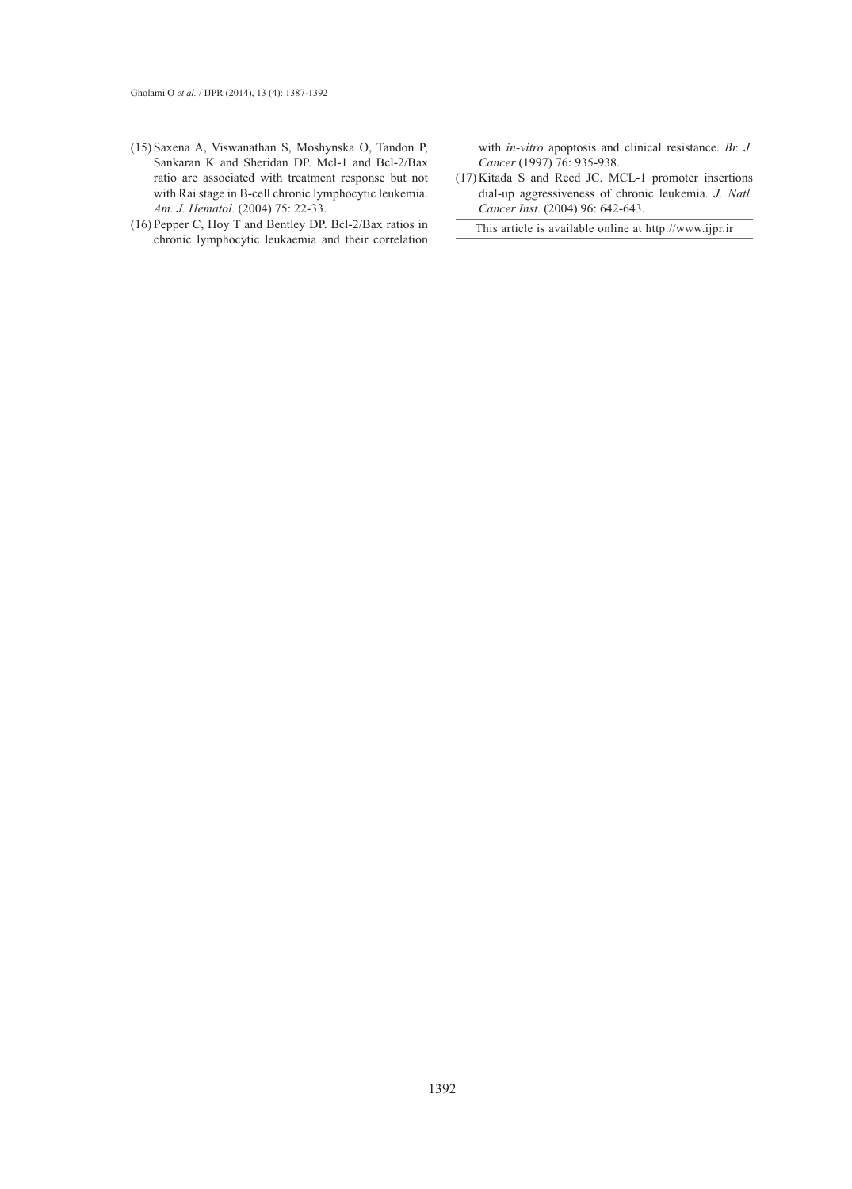(15) Saxena A, Viswanathan S, Moshynska O, Tandon P, Sankaran K and Sheridan DP. Mcl-1 and Bcl-2/Bax ratio are associated with treatment response but not with Rai stage in B-cell chronic lymphocytic leukemia. *Am. J. Hematol.* (2004) 75: 22-33.

(16) Pepper C, Hoy T and Bentley DP. Bcl-2/Bax ratios in chronic lymphocytic leukaemia and their correlation with *in-vitro* apoptosis and clinical resistance. *Br. J. Cancer* (1997) 76: 935-938.

(17) Kitada S and Reed JC. MCL-1 promoter insertions dial-up aggressiveness of chronic leukemia. *J. Natl. Cancer Inst.* (2004) 96: 642-643.

This article is available online at http://www.ijpr.ir